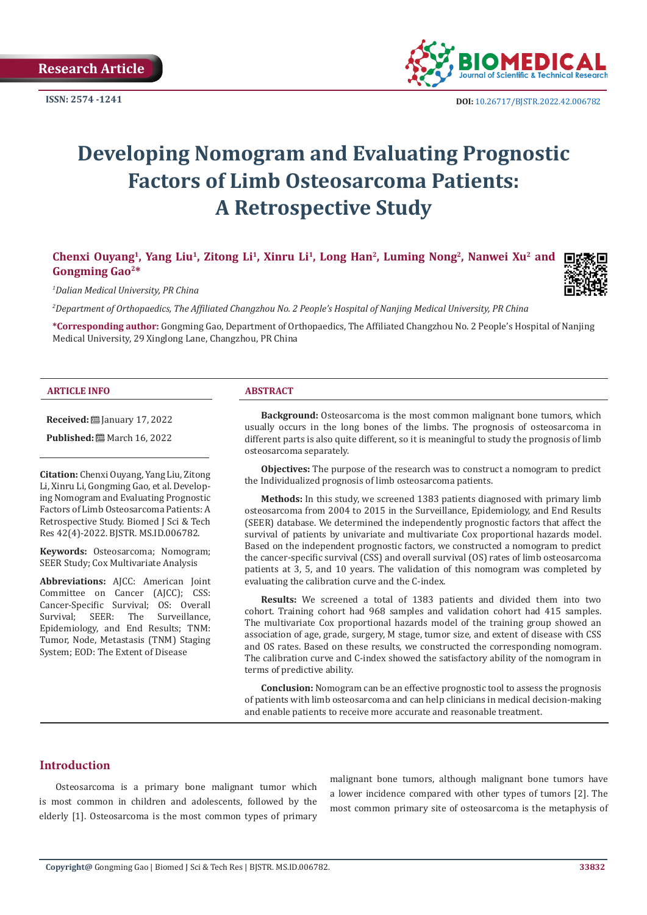Research Article

ISSN: 2574 -1241

DOI: 10.26717/BJSTR.2022.42.006782

# Developing Nomogram and Evaluating Prognostic Factors of Limb Osteosarcoma Patients: A Retrospective Study

**Chenxi Ouyang[1], Yang Liu[1], Zitong Li[1], Xinru Li[1], Long Han[2], Luming Nong[2], Nanwei Xu[2] and Gongming Gao[2]***

*[1]Dalian Medical University, PR China*

*[2]Department of Orthopaedics, The Affiliated Changzhou No. 2 People's Hospital of Nanjing Medical University, PR China*

**\*Corresponding author:** Gongming Gao, Department of Orthopaedics, The Affiliated Changzhou No. 2 People's Hospital of Nanjing Medical University, 29 Xinglong Lane, Changzhou, PR China

## ARTICLE INFO

**Received:** January 17, 2022

**Published:** March 16, 2022

**Citation:** Chenxi Ouyang, Yang Liu, Zitong Li, Xinru Li, Gongming Gao, et al. Developing Nomogram and Evaluating Prognostic Factors of Limb Osteosarcoma Patients: A Retrospective Study. Biomed J Sci & Tech Res 42(4)-2022. BJSTR. MS.ID.006782.

**Keywords:** Osteosarcoma; Nomogram; SEER Study; Cox Multivariate Analysis

**Abbreviations:** AJCC: American Joint Committee on Cancer (AJCC); CSS: Cancer-Specific Survival; OS: Overall Survival; SEER: The Surveillance, Epidemiology, and End Results; TNM: Tumor, Node, Metastasis (TNM) Staging System; EOD: The Extent of Disease

## ABSTRACT

**Background:** Osteosarcoma is the most common malignant bone tumors, which usually occurs in the long bones of the limbs. The prognosis of osteosarcoma in different parts is also quite different, so it is meaningful to study the prognosis of limb osteosarcoma separately.

**Objectives:** The purpose of the research was to construct a nomogram to predict the Individualized prognosis of limb osteosarcoma patients.

**Methods:** In this study, we screened 1383 patients diagnosed with primary limb osteosarcoma from 2004 to 2015 in the Surveillance, Epidemiology, and End Results (SEER) database. We determined the independently prognostic factors that affect the survival of patients by univariate and multivariate Cox proportional hazards model. Based on the independent prognostic factors, we constructed a nomogram to predict the cancer-specific survival (CSS) and overall survival (OS) rates of limb osteosarcoma patients at 3, 5, and 10 years. The validation of this nomogram was completed by evaluating the calibration curve and the C-index.

**Results:** We screened a total of 1383 patients and divided them into two cohort. Training cohort had 968 samples and validation cohort had 415 samples. The multivariate Cox proportional hazards model of the training group showed an association of age, grade, surgery, M stage, tumor size, and extent of disease with CSS and OS rates. Based on these results, we constructed the corresponding nomogram. The calibration curve and C-index showed the satisfactory ability of the nomogram in terms of predictive ability.

**Conclusion:** Nomogram can be an effective prognostic tool to assess the prognosis of patients with limb osteosarcoma and can help clinicians in medical decision-making and enable patients to receive more accurate and reasonable treatment.

## Introduction

Osteosarcoma is a primary bone malignant tumor which is most common in children and adolescents, followed by the elderly [1]. Osteosarcoma is the most common types of primary malignant bone tumors, although malignant bone tumors have a lower incidence compared with other types of tumors [2]. The most common primary site of osteosarcoma is the metaphysis of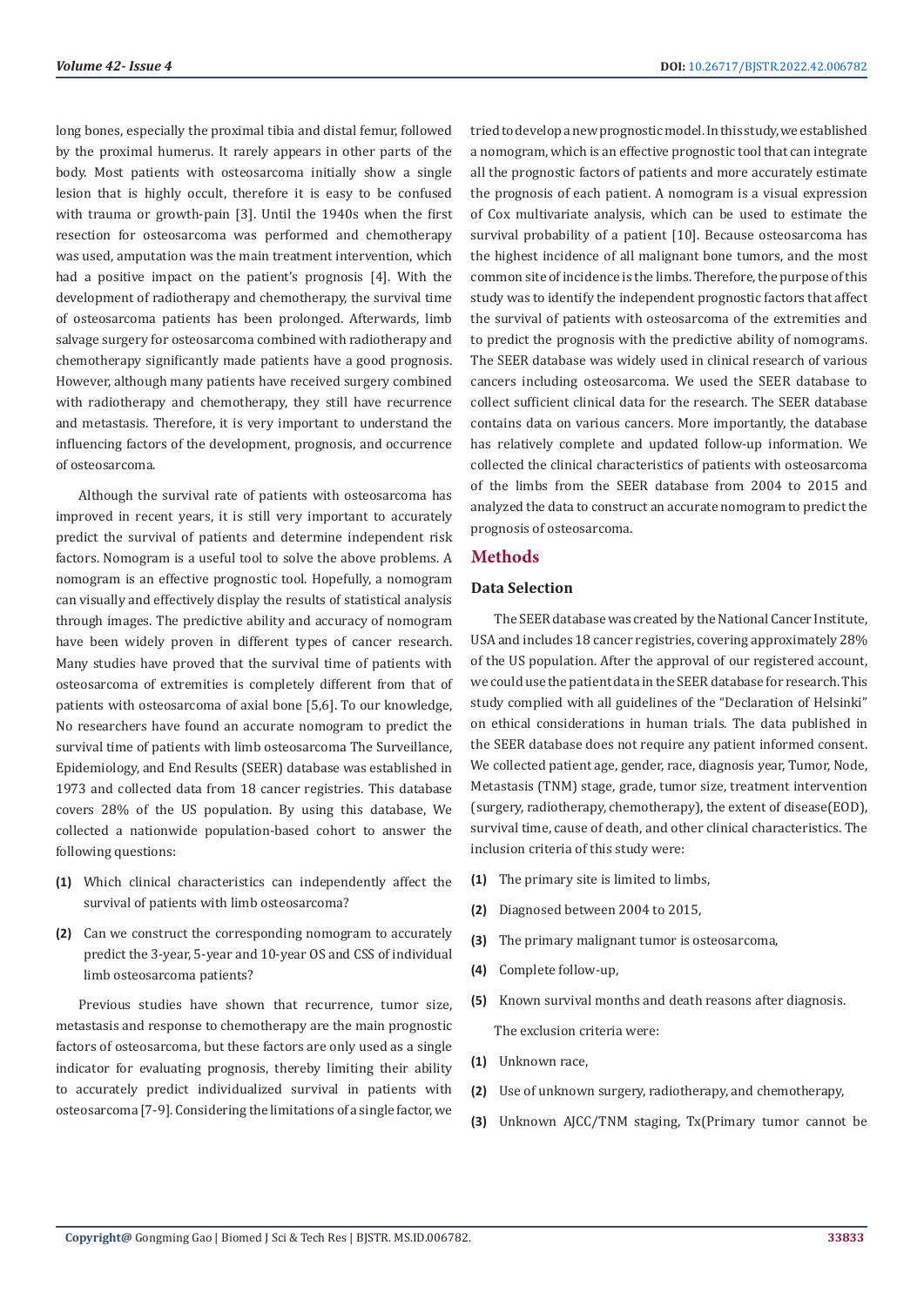long bones, especially the proximal tibia and distal femur, followed by the proximal humerus. It rarely appears in other parts of the body. Most patients with osteosarcoma initially show a single lesion that is highly occult, therefore it is easy to be confused with trauma or growth-pain [3]. Until the 1940s when the first resection for osteosarcoma was performed and chemotherapy was used, amputation was the main treatment intervention, which had a positive impact on the patient's prognosis [4]. With the development of radiotherapy and chemotherapy, the survival time of osteosarcoma patients has been prolonged. Afterwards, limb salvage surgery for osteosarcoma combined with radiotherapy and chemotherapy significantly made patients have a good prognosis. However, although many patients have received surgery combined with radiotherapy and chemotherapy, they still have recurrence and metastasis. Therefore, it is very important to understand the influencing factors of the development, prognosis, and occurrence of osteosarcoma.

Although the survival rate of patients with osteosarcoma has improved in recent years, it is still very important to accurately predict the survival of patients and determine independent risk factors. Nomogram is a useful tool to solve the above problems. A nomogram is an effective prognostic tool. Hopefully, a nomogram can visually and effectively display the results of statistical analysis through images. The predictive ability and accuracy of nomogram have been widely proven in different types of cancer research. Many studies have proved that the survival time of patients with osteosarcoma of extremities is completely different from that of patients with osteosarcoma of axial bone [5,6]. To our knowledge, No researchers have found an accurate nomogram to predict the survival time of patients with limb osteosarcoma The Surveillance, Epidemiology, and End Results (SEER) database was established in 1973 and collected data from 18 cancer registries. This database covers 28% of the US population. By using this database, We collected a nationwide population-based cohort to answer the following questions:

**(1)** Which clinical characteristics can independently affect the survival of patients with limb osteosarcoma?

**(2)** Can we construct the corresponding nomogram to accurately predict the 3-year, 5-year and 10-year OS and CSS of individual limb osteosarcoma patients?

Previous studies have shown that recurrence, tumor size, metastasis and response to chemotherapy are the main prognostic factors of osteosarcoma, but these factors are only used as a single indicator for evaluating prognosis, thereby limiting their ability to accurately predict individualized survival in patients with osteosarcoma [7-9]. Considering the limitations of a single factor, we tried to develop a new prognostic model. In this study, we established a nomogram, which is an effective prognostic tool that can integrate all the prognostic factors of patients and more accurately estimate the prognosis of each patient. A nomogram is a visual expression of Cox multivariate analysis, which can be used to estimate the survival probability of a patient [10]. Because osteosarcoma has the highest incidence of all malignant bone tumors, and the most common site of incidence is the limbs. Therefore, the purpose of this study was to identify the independent prognostic factors that affect the survival of patients with osteosarcoma of the extremities and to predict the prognosis with the predictive ability of nomograms. The SEER database was widely used in clinical research of various cancers including osteosarcoma. We used the SEER database to collect sufficient clinical data for the research. The SEER database contains data on various cancers. More importantly, the database has relatively complete and updated follow-up information. We collected the clinical characteristics of patients with osteosarcoma of the limbs from the SEER database from 2004 to 2015 and analyzed the data to construct an accurate nomogram to predict the prognosis of osteosarcoma.

## Methods

### Data Selection

The SEER database was created by the National Cancer Institute, USA and includes 18 cancer registries, covering approximately 28% of the US population. After the approval of our registered account, we could use the patient data in the SEER database for research. This study complied with all guidelines of the "Declaration of Helsinki" on ethical considerations in human trials. The data published in the SEER database does not require any patient informed consent. We collected patient age, gender, race, diagnosis year, Tumor, Node, Metastasis (TNM) stage, grade, tumor size, treatment intervention (surgery, radiotherapy, chemotherapy), the extent of disease(EOD), survival time, cause of death, and other clinical characteristics. The inclusion criteria of this study were:

**(1)** The primary site is limited to limbs,

**(2)** Diagnosed between 2004 to 2015,

**(3)** The primary malignant tumor is osteosarcoma,

**(4)** Complete follow-up,

**(5)** Known survival months and death reasons after diagnosis.

The exclusion criteria were:

**(1)** Unknown race,

**(2)** Use of unknown surgery, radiotherapy, and chemotherapy,

**(3)** Unknown AJCC/TNM staging, Tx(Primary tumor cannot be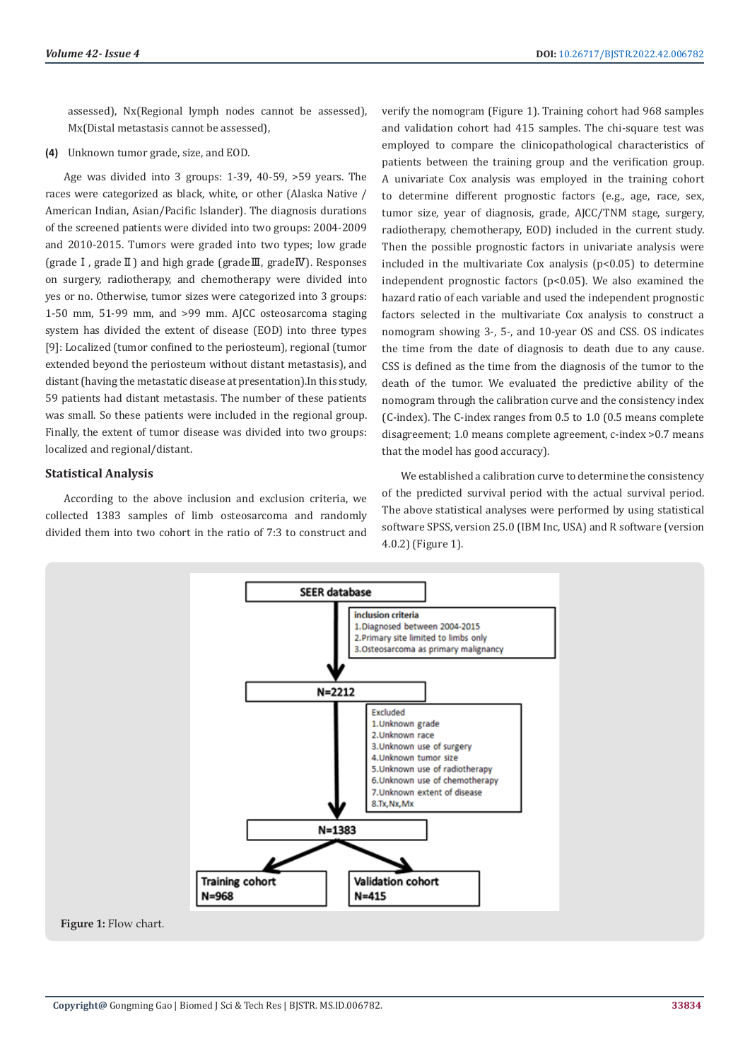assessed), Nx(Regional lymph nodes cannot be assessed), Mx(Distal metastasis cannot be assessed),

**(4)** Unknown tumor grade, size, and EOD.

Age was divided into 3 groups: 1-39, 40-59, >59 years. The races were categorized as black, white, or other (Alaska Native / American Indian, Asian/Pacific Islander). The diagnosis durations of the screened patients were divided into two groups: 2004-2009 and 2010-2015. Tumors were graded into two types; low grade (grade Ⅰ, grade Ⅱ) and high grade (gradeⅢ, gradeⅣ). Responses on surgery, radiotherapy, and chemotherapy were divided into yes or no. Otherwise, tumor sizes were categorized into 3 groups: 1-50 mm, 51-99 mm, and >99 mm. AJCC osteosarcoma staging system has divided the extent of disease (EOD) into three types [9]: Localized (tumor confined to the periosteum), regional (tumor extended beyond the periosteum without distant metastasis), and distant (having the metastatic disease at presentation).In this study, 59 patients had distant metastasis. The number of these patients was small. So these patients were included in the regional group. Finally, the extent of tumor disease was divided into two groups: localized and regional/distant.

## Statistical Analysis

According to the above inclusion and exclusion criteria, we collected 1383 samples of limb osteosarcoma and randomly divided them into two cohort in the ratio of 7:3 to construct and verify the nomogram (Figure 1). Training cohort had 968 samples and validation cohort had 415 samples. The chi-square test was employed to compare the clinicopathological characteristics of patients between the training group and the verification group. A univariate Cox analysis was employed in the training cohort to determine different prognostic factors (e.g., age, race, sex, tumor size, year of diagnosis, grade, AJCC/TNM stage, surgery, radiotherapy, chemotherapy, EOD) included in the current study. Then the possible prognostic factors in univariate analysis were included in the multivariate Cox analysis ($p<0.05$) to determine independent prognostic factors ($p<0.05$). We also examined the hazard ratio of each variable and used the independent prognostic factors selected in the multivariate Cox analysis to construct a nomogram showing 3-, 5-, and 10-year OS and CSS. OS indicates the time from the date of diagnosis to death due to any cause. CSS is defined as the time from the diagnosis of the tumor to the death of the tumor. We evaluated the predictive ability of the nomogram through the calibration curve and the consistency index (C-index). The C-index ranges from 0.5 to 1.0 (0.5 means complete disagreement; 1.0 means complete agreement, c-index >0.7 means that the model has good accuracy).

We established a calibration curve to determine the consistency of the predicted survival period with the actual survival period. The above statistical analyses were performed by using statistical software SPSS, version 25.0 (IBM Inc, USA) and R software (version 4.0.2) (Figure 1).

SEER database

inclusion criteria
1.Diagnosed between 2004-2015
2.Primary site limited to limbs only
3.Osteosarcoma as primary malignancy

N=2212

Excluded
1.Unknown grade
2.Unknown race
3.Unknown use of surgery
4.Unknown tumor size
5.Unknown use of radiotherapy
6.Unknown use of chemotherapy
7.Unknown extent of disease
8.Tx,Nx,Mx

N=1383

Training cohort N=968

Validation cohort N=415

**Figure 1:** Flow chart.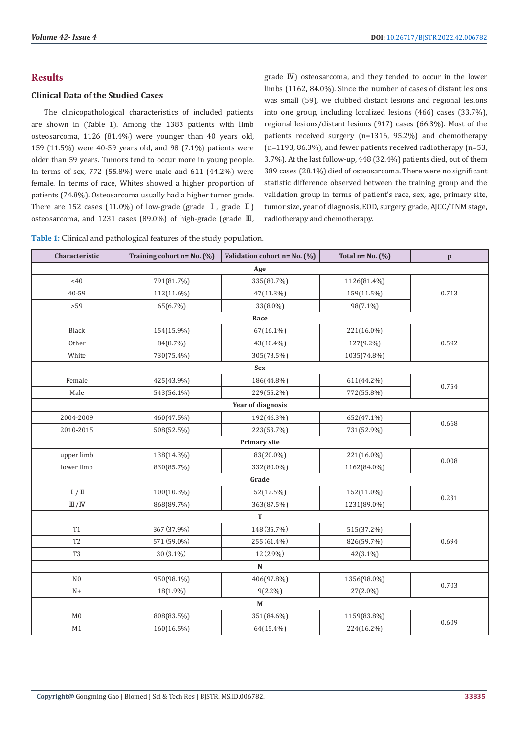## Results

### Clinical Data of the Studied Cases

The clinicopathological characteristics of included patients are shown in (Table 1). Among the 1383 patients with limb osteosarcoma, 1126 (81.4%) were younger than 40 years old, 159 (11.5%) were 40-59 years old, and 98 (7.1%) patients were older than 59 years. Tumors tend to occur more in young people. In terms of sex, 772 (55.8%) were male and 611 (44.2%) were female. In terms of race, Whites showed a higher proportion of patients (74.8%). Osteosarcoma usually had a higher tumor grade. There are 152 cases (11.0%) of low-grade (grade Ⅰ, grade Ⅱ) osteosarcoma, and 1231 cases (89.0%) of high-grade (grade Ⅲ, grade Ⅳ) osteosarcoma, and they tended to occur in the lower limbs (1162, 84.0%). Since the number of cases of distant lesions was small (59), we clubbed distant lesions and regional lesions into one group, including localized lesions (466) cases (33.7%), regional lesions/distant lesions (917) cases (66.3%). Most of the patients received surgery (n=1316, 95.2%) and chemotherapy (n=1193, 86.3%), and fewer patients received radiotherapy (n=53, 3.7%). At the last follow-up, 448 (32.4%) patients died, out of them 389 cases (28.1%) died of osteosarcoma. There were no significant statistic difference observed between the training group and the validation group in terms of patient's race, sex, age, primary site, tumor size, year of diagnosis, EOD, surgery, grade, AJCC/TNM stage, radiotherapy and chemotherapy.

**Table 1:** Clinical and pathological features of the study population.

| Characteristic | Training cohort n= No. (%) | Validation cohort n= No. (%) | Total n= No. (%) | p |
|---|---|---|---|---|
| **Age** | | | | |
| <40 | 791(81.7%) | 335(80.7%) | 1126(81.4%) | 0.713 |
| 40-59 | 112(11.6%) | 47(11.3%) | 159(11.5%) | |
| >59 | 65(6.7%) | 33(8.0%) | 98(7.1%) | |
| **Race** | | | | |
| Black | 154(15.9%) | 67(16.1%) | 221(16.0%) | 0.592 |
| Other | 84(8.7%) | 43(10.4%) | 127(9.2%) | |
| White | 730(75.4%) | 305(73.5%) | 1035(74.8%) | |
| **Sex** | | | | |
| Female | 425(43.9%) | 186(44.8%) | 611(44.2%) | 0.754 |
| Male | 543(56.1%) | 229(55.2%) | 772(55.8%) | |
| **Year of diagnosis** | | | | |
| 2004-2009 | 460(47.5%) | 192(46.3%) | 652(47.1%) | 0.668 |
| 2010-2015 | 508(52.5%) | 223(53.7%) | 731(52.9%) | |
| **Primary site** | | | | |
| upper limb | 138(14.3%) | 83(20.0%) | 221(16.0%) | 0.008 |
| lower limb | 830(85.7%) | 332(80.0%) | 1162(84.0%) | |
| **Grade** | | | | |
| Ⅰ/Ⅱ | 100(10.3%) | 52(12.5%) | 152(11.0%) | 0.231 |
| Ⅲ/Ⅳ | 868(89.7%) | 363(87.5%) | 1231(89.0%) | |
| **T** | | | | |
| T1 | 367 (37.9%) | 148 (35.7%) | 515(37.2%) | 0.694 |
| T2 | 571 (59.0%) | 255 (61.4%) | 826(59.7%) | |
| T3 | 30 (3.1%) | 12 (2.9%) | 42(3.1%) | |
| **N** | | | | |
| N0 | 950(98.1%) | 406(97.8%) | 1356(98.0%) | 0.703 |
| N+ | 18(1.9%) | 9(2.2%) | 27(2.0%) | |
| **M** | | | | |
| M0 | 808(83.5%) | 351(84.6%) | 1159(83.8%) | 0.609 |
| M1 | 160(16.5%) | 64(15.4%) | 224(16.2%) | |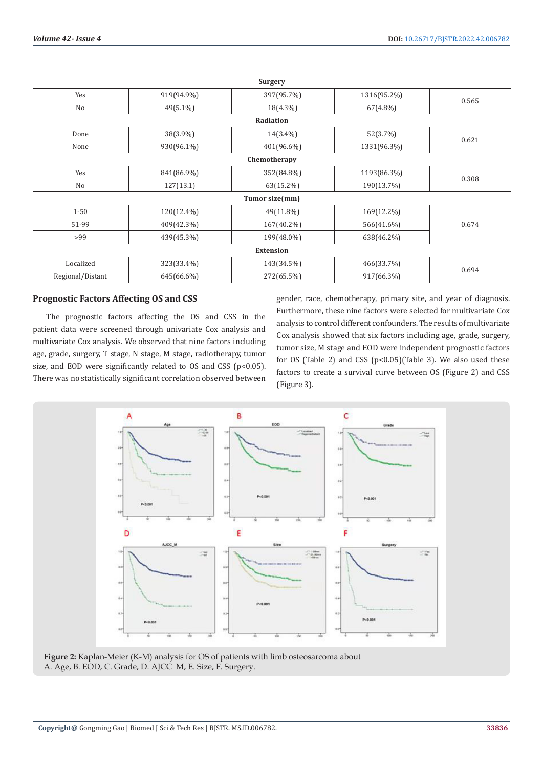| | | | | |
|---|---|---|---|---|
| **Surgery** | | | | |
| Yes | 919(94.9%) | 397(95.7%) | 1316(95.2%) | 0.565 |
| No | 49(5.1%) | 18(4.3%) | 67(4.8%) | |
| **Radiation** | | | | |
| Done | 38(3.9%) | 14(3.4%) | 52(3.7%) | 0.621 |
| None | 930(96.1%) | 401(96.6%) | 1331(96.3%) | |
| **Chemotherapy** | | | | |
| Yes | 841(86.9%) | 352(84.8%) | 1193(86.3%) | 0.308 |
| No | 127(13.1) | 63(15.2%) | 190(13.7%) | |
| **Tumor size(mm)** | | | | |
| 1-50 | 120(12.4%) | 49(11.8%) | 169(12.2%) | 0.674 |
| 51-99 | 409(42.3%) | 167(40.2%) | 566(41.6%) | |
| >99 | 439(45.3%) | 199(48.0%) | 638(46.2%) | |
| **Extension** | | | | |
| Localized | 323(33.4%) | 143(34.5%) | 466(33.7%) | 0.694 |
| Regional/Distant | 645(66.6%) | 272(65.5%) | 917(66.3%) | |

### Prognostic Factors Affecting OS and CSS

The prognostic factors affecting the OS and CSS in the patient data were screened through univariate Cox analysis and multivariate Cox analysis. We observed that nine factors including age, grade, surgery, T stage, N stage, M stage, radiotherapy, tumor size, and EOD were significantly related to OS and CSS ($p<0.05$). There was no statistically significant correlation observed between gender, race, chemotherapy, primary site, and year of diagnosis. Furthermore, these nine factors were selected for multivariate Cox analysis to control different confounders. The results of multivariate Cox analysis showed that six factors including age, grade, surgery, tumor size, M stage and EOD were independent prognostic factors for OS (Table 2) and CSS ($p<0.05$)(Table 3). We also used these factors to create a survival curve between OS (Figure 2) and CSS (Figure 3).

**Figure 2:** Kaplan-Meier (K-M) analysis for OS of patients with limb osteosarcoma about A. Age, B. EOD, C. Grade, D. AJCC_M, E. Size, F. Surgery.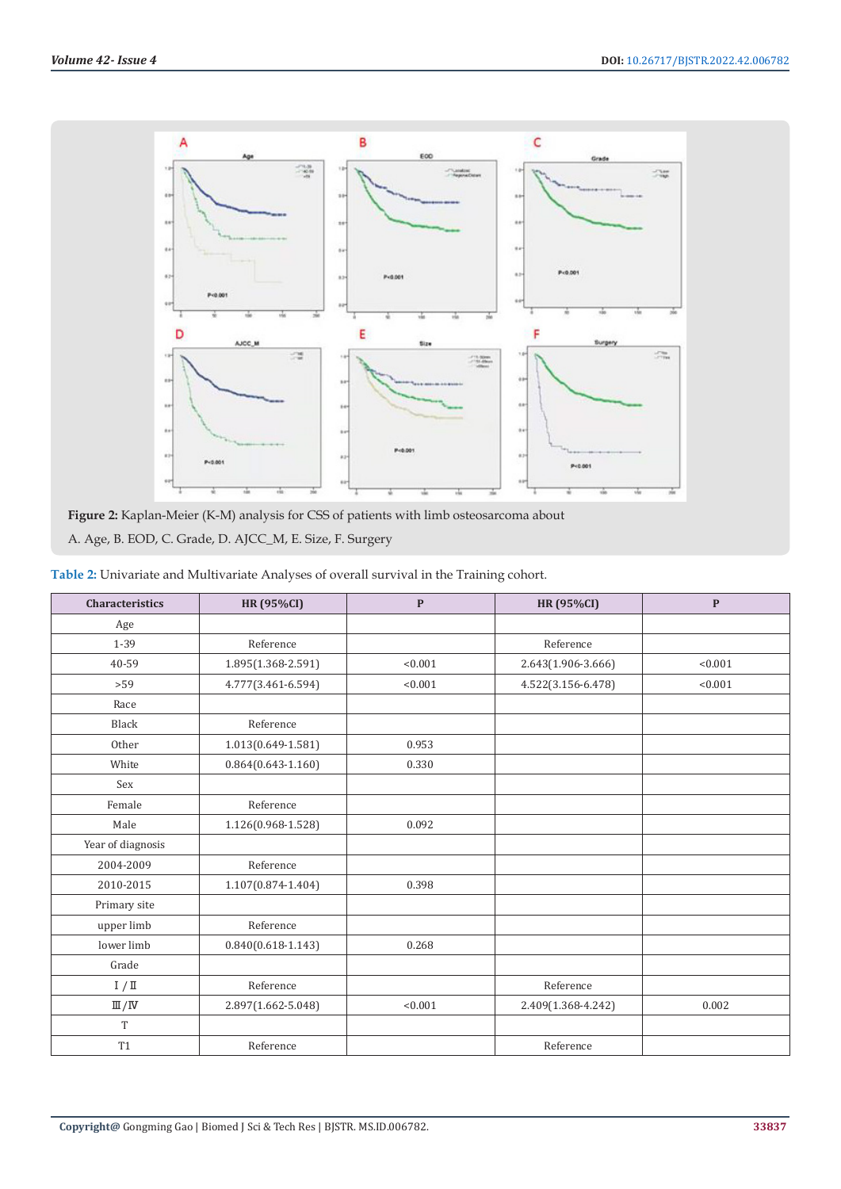**Figure 2:** Kaplan-Meier (K-M) analysis for CSS of patients with limb osteosarcoma about A. Age, B. EOD, C. Grade, D. AJCC_M, E. Size, F. Surgery

**Table 2:** Univariate and Multivariate Analyses of overall survival in the Training cohort.

| Characteristics | HR (95%CI) | P | HR (95%CI) | P |
|---|---|---|---|---|
| Age | | | | |
| 1-39 | Reference | | Reference | |
| 40-59 | 1.895(1.368-2.591) | <0.001 | 2.643(1.906-3.666) | <0.001 |
| >59 | 4.777(3.461-6.594) | <0.001 | 4.522(3.156-6.478) | <0.001 |
| Race | | | | |
| Black | Reference | | | |
| Other | 1.013(0.649-1.581) | 0.953 | | |
| White | 0.864(0.643-1.160) | 0.330 | | |
| Sex | | | | |
| Female | Reference | | | |
| Male | 1.126(0.968-1.528) | 0.092 | | |
| Year of diagnosis | | | | |
| 2004-2009 | Reference | | | |
| 2010-2015 | 1.107(0.874-1.404) | 0.398 | | |
| Primary site | | | | |
| upper limb | Reference | | | |
| lower limb | 0.840(0.618-1.143) | 0.268 | | |
| Grade | | | | |
| I / II | Reference | | Reference | |
| III/IV | 2.897(1.662-5.048) | <0.001 | 2.409(1.368-4.242) | 0.002 |
| T | | | | |
| T1 | Reference | | Reference | |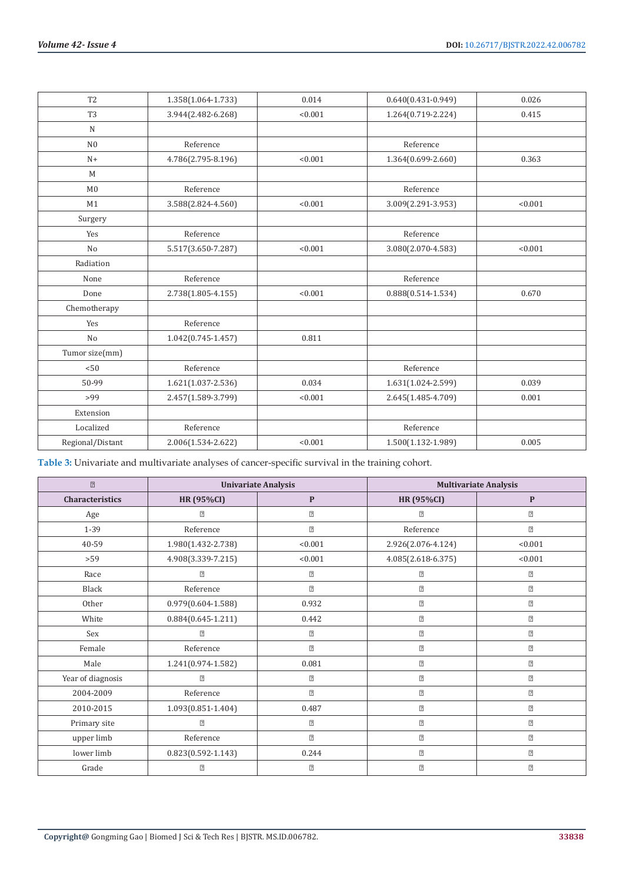| | | | | |
|---|---|---|---|---|
| T2 | 1.358(1.064-1.733) | 0.014 | 0.640(0.431-0.949) | 0.026 |
| T3 | 3.944(2.482-6.268) | <0.001 | 1.264(0.719-2.224) | 0.415 |
| N | | | | |
| N0 | Reference | | Reference | |
| N+ | 4.786(2.795-8.196) | <0.001 | 1.364(0.699-2.660) | 0.363 |
| M | | | | |
| M0 | Reference | | Reference | |
| M1 | 3.588(2.824-4.560) | <0.001 | 3.009(2.291-3.953) | <0.001 |
| Surgery | | | | |
| Yes | Reference | | Reference | |
| No | 5.517(3.650-7.287) | <0.001 | 3.080(2.070-4.583) | <0.001 |
| Radiation | | | | |
| None | Reference | | Reference | |
| Done | 2.738(1.805-4.155) | <0.001 | 0.888(0.514-1.534) | 0.670 |
| Chemotherapy | | | | |
| Yes | Reference | | | |
| No | 1.042(0.745-1.457) | 0.811 | | |
| Tumor size(mm) | | | | |
| <50 | Reference | | Reference | |
| 50-99 | 1.621(1.037-2.536) | 0.034 | 1.631(1.024-2.599) | 0.039 |
| >99 | 2.457(1.589-3.799) | <0.001 | 2.645(1.485-4.709) | 0.001 |
| Extension | | | | |
| Localized | Reference | | Reference | |
| Regional/Distant | 2.006(1.534-2.622) | <0.001 | 1.500(1.132-1.989) | 0.005 |

**Table 3:** Univariate and multivariate analyses of cancer-specific survival in the training cohort.

| | Univariate Analysis | | Multivariate Analysis | |
|---|---|---|---|---|
| **Characteristics** | **HR (95%CI)** | **P** | **HR (95%CI)** | **P** |
| Age | | | | |
| 1-39 | Reference | | Reference | |
| 40-59 | 1.980(1.432-2.738) | <0.001 | 2.926(2.076-4.124) | <0.001 |
| >59 | 4.908(3.339-7.215) | <0.001 | 4.085(2.618-6.375) | <0.001 |
| Race | | | | |
| Black | Reference | | | |
| Other | 0.979(0.604-1.588) | 0.932 | | |
| White | 0.884(0.645-1.211) | 0.442 | | |
| Sex | | | | |
| Female | Reference | | | |
| Male | 1.241(0.974-1.582) | 0.081 | | |
| Year of diagnosis | | | | |
| 2004-2009 | Reference | | | |
| 2010-2015 | 1.093(0.851-1.404) | 0.487 | | |
| Primary site | | | | |
| upper limb | Reference | | | |
| lower limb | 0.823(0.592-1.143) | 0.244 | | |
| Grade | | | | |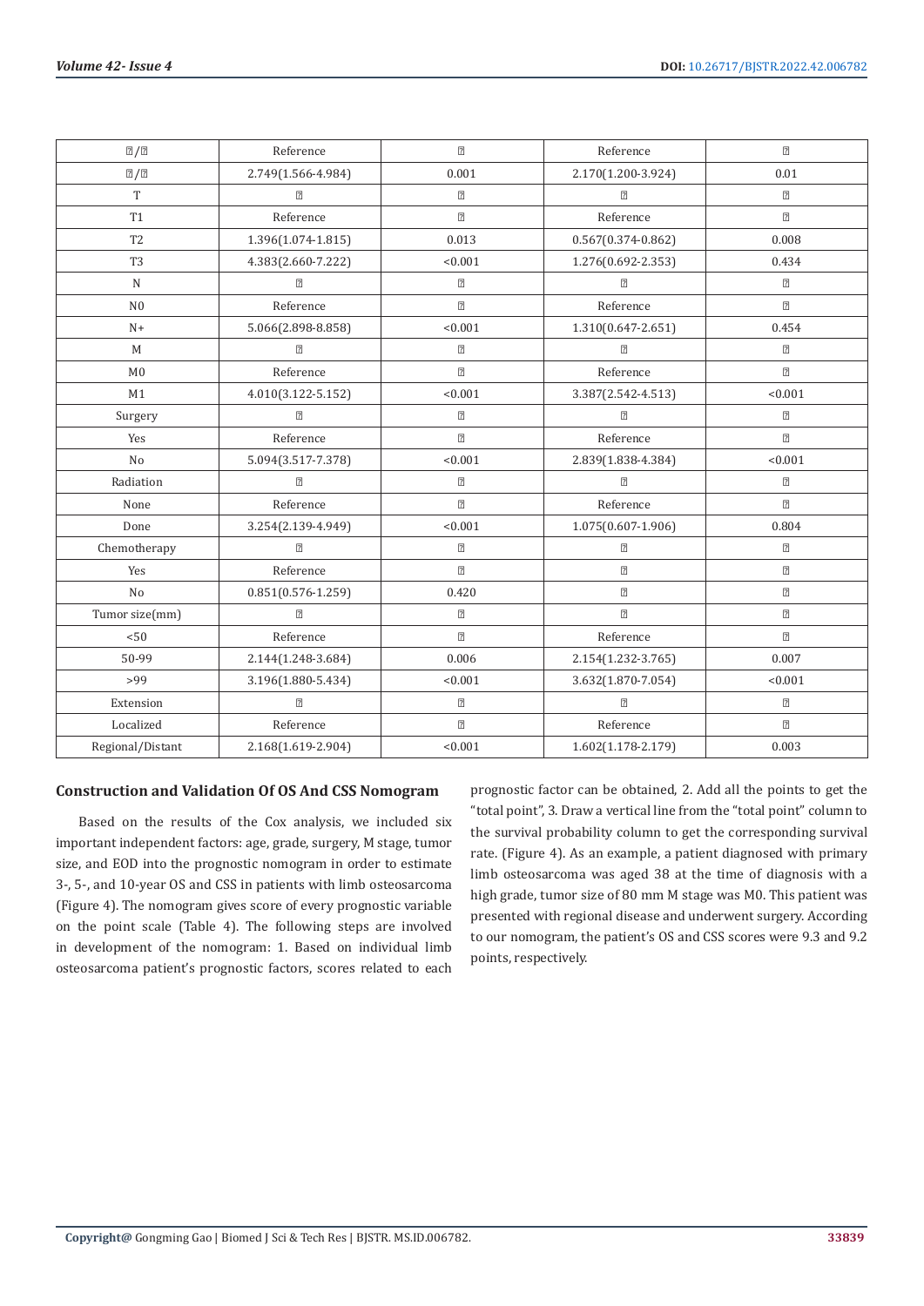| ?/? | Reference | ? | Reference | ? |
|---|---|---|---|---|
| ?/? | 2.749(1.566-4.984) | 0.001 | 2.170(1.200-3.924) | 0.01 |
| T | ? | ? | ? | ? |
| T1 | Reference | ? | Reference | ? |
| T2 | 1.396(1.074-1.815) | 0.013 | 0.567(0.374-0.862) | 0.008 |
| T3 | 4.383(2.660-7.222) | <0.001 | 1.276(0.692-2.353) | 0.434 |
| N | ? | ? | ? | ? |
| N0 | Reference | ? | Reference | ? |
| N+ | 5.066(2.898-8.858) | <0.001 | 1.310(0.647-2.651) | 0.454 |
| M | ? | ? | ? | ? |
| M0 | Reference | ? | Reference | ? |
| M1 | 4.010(3.122-5.152) | <0.001 | 3.387(2.542-4.513) | <0.001 |
| Surgery | ? | ? | ? | ? |
| Yes | Reference | ? | Reference | ? |
| No | 5.094(3.517-7.378) | <0.001 | 2.839(1.838-4.384) | <0.001 |
| Radiation | ? | ? | ? | ? |
| None | Reference | ? | Reference | ? |
| Done | 3.254(2.139-4.949) | <0.001 | 1.075(0.607-1.906) | 0.804 |
| Chemotherapy | ? | ? | ? | ? |
| Yes | Reference | ? | ? | ? |
| No | 0.851(0.576-1.259) | 0.420 | ? | ? |
| Tumor size(mm) | ? | ? | ? | ? |
| <50 | Reference | ? | Reference | ? |
| 50-99 | 2.144(1.248-3.684) | 0.006 | 2.154(1.232-3.765) | 0.007 |
| >99 | 3.196(1.880-5.434) | <0.001 | 3.632(1.870-7.054) | <0.001 |
| Extension | ? | ? | ? | ? |
| Localized | Reference | ? | Reference | ? |
| Regional/Distant | 2.168(1.619-2.904) | <0.001 | 1.602(1.178-2.179) | 0.003 |

## Construction and Validation Of OS And CSS Nomogram

Based on the results of the Cox analysis, we included six important independent factors: age, grade, surgery, M stage, tumor size, and EOD into the prognostic nomogram in order to estimate 3-, 5-, and 10-year OS and CSS in patients with limb osteosarcoma (Figure 4). The nomogram gives score of every prognostic variable on the point scale (Table 4). The following steps are involved in development of the nomogram: 1. Based on individual limb osteosarcoma patient's prognostic factors, scores related to each prognostic factor can be obtained, 2. Add all the points to get the "total point", 3. Draw a vertical line from the "total point" column to the survival probability column to get the corresponding survival rate. (Figure 4). As an example, a patient diagnosed with primary limb osteosarcoma was aged 38 at the time of diagnosis with a high grade, tumor size of 80 mm M stage was M0. This patient was presented with regional disease and underwent surgery. According to our nomogram, the patient's OS and CSS scores were 9.3 and 9.2 points, respectively.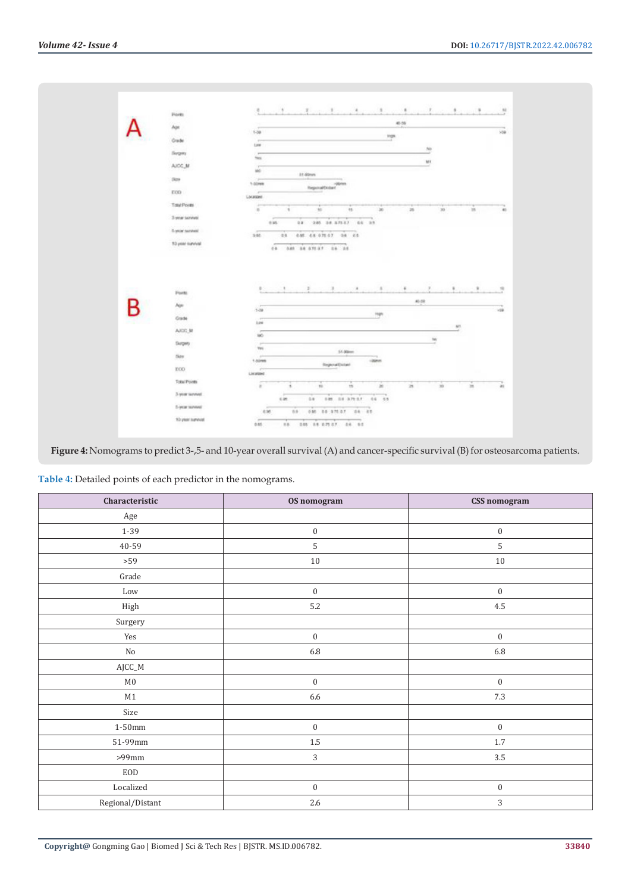**Figure 4:** Nomograms to predict 3-,5- and 10-year overall survival (A) and cancer-specific survival (B) for osteosarcoma patients.

**Table 4:** Detailed points of each predictor in the nomograms.

| Characteristic | OS nomogram | CSS nomogram |
|---|---|---|
| Age | | |
| 1-39 | 0 | 0 |
| 40-59 | 5 | 5 |
| >59 | 10 | 10 |
| Grade | | |
| Low | 0 | 0 |
| High | 5.2 | 4.5 |
| Surgery | | |
| Yes | 0 | 0 |
| No | 6.8 | 6.8 |
| AJCC_M | | |
| M0 | 0 | 0 |
| M1 | 6.6 | 7.3 |
| Size | | |
| 1-50mm | 0 | 0 |
| 51-99mm | 1.5 | 1.7 |
| >99mm | 3 | 3.5 |
| EOD | | |
| Localized | 0 | 0 |
| Regional/Distant | 2.6 | 3 |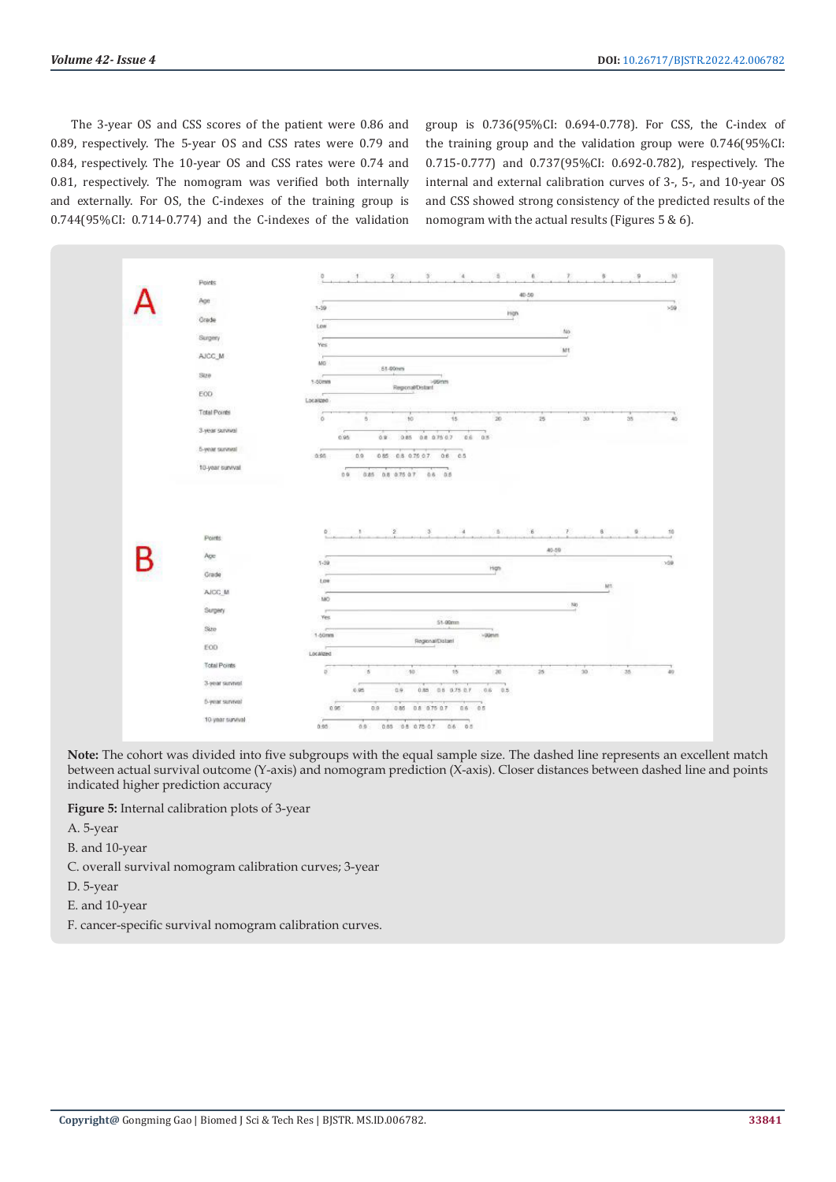The 3-year OS and CSS scores of the patient were 0.86 and 0.89, respectively. The 5-year OS and CSS rates were 0.79 and 0.84, respectively. The 10-year OS and CSS rates were 0.74 and 0.81, respectively. The nomogram was verified both internally and externally. For OS, the C-indexes of the training group is 0.744(95%CI: 0.714-0.774) and the C-indexes of the validation group is 0.736(95%CI: 0.694-0.778). For CSS, the C-index of the training group and the validation group were 0.746(95%CI: 0.715-0.777) and 0.737(95%CI: 0.692-0.782), respectively. The internal and external calibration curves of 3-, 5-, and 10-year OS and CSS showed strong consistency of the predicted results of the nomogram with the actual results (Figures 5 & 6).

**Note:** The cohort was divided into five subgroups with the equal sample size. The dashed line represents an excellent match between actual survival outcome (Y-axis) and nomogram prediction (X-axis). Closer distances between dashed line and points indicated higher prediction accuracy

**Figure 5:** Internal calibration plots of 3-year

A. 5-year

B. and 10-year

C. overall survival nomogram calibration curves; 3-year

D. 5-year

E. and 10-year

F. cancer-specific survival nomogram calibration curves.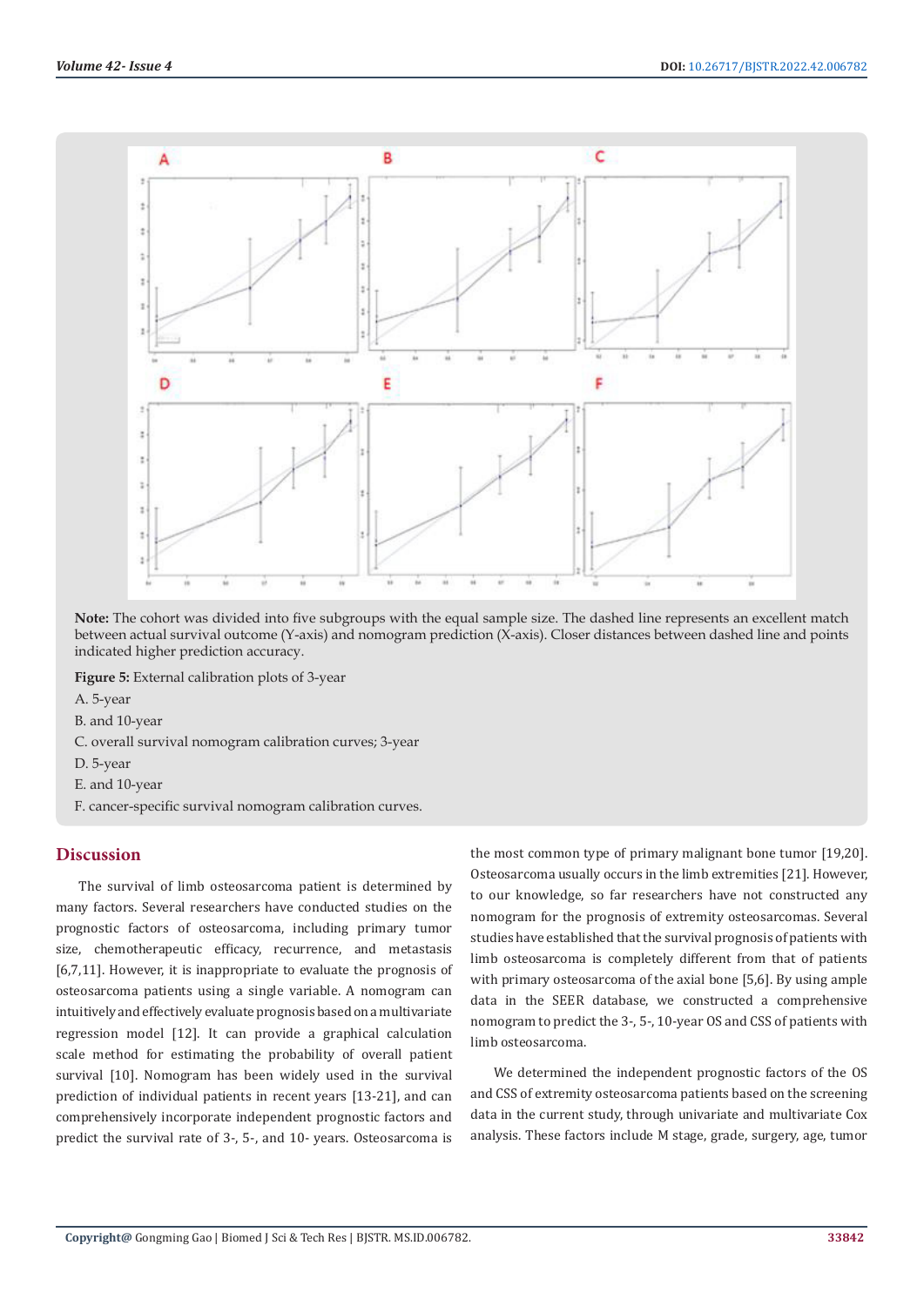**Note:** The cohort was divided into five subgroups with the equal sample size. The dashed line represents an excellent match between actual survival outcome (Y-axis) and nomogram prediction (X-axis). Closer distances between dashed line and points indicated higher prediction accuracy.

**Figure 5:** External calibration plots of 3-year

A. 5-year

B. and 10-year

C. overall survival nomogram calibration curves; 3-year

D. 5-year

E. and 10-year

F. cancer-specific survival nomogram calibration curves.

## Discussion

The survival of limb osteosarcoma patient is determined by many factors. Several researchers have conducted studies on the prognostic factors of osteosarcoma, including primary tumor size, chemotherapeutic efficacy, recurrence, and metastasis [6,7,11]. However, it is inappropriate to evaluate the prognosis of osteosarcoma patients using a single variable. A nomogram can intuitively and effectively evaluate prognosis based on a multivariate regression model [12]. It can provide a graphical calculation scale method for estimating the probability of overall patient survival [10]. Nomogram has been widely used in the survival prediction of individual patients in recent years [13-21], and can comprehensively incorporate independent prognostic factors and predict the survival rate of 3-, 5-, and 10- years. Osteosarcoma is the most common type of primary malignant bone tumor [19,20]. Osteosarcoma usually occurs in the limb extremities [21]. However, to our knowledge, so far researchers have not constructed any nomogram for the prognosis of extremity osteosarcomas. Several studies have established that the survival prognosis of patients with limb osteosarcoma is completely different from that of patients with primary osteosarcoma of the axial bone [5,6]. By using ample data in the SEER database, we constructed a comprehensive nomogram to predict the 3-, 5-, 10-year OS and CSS of patients with limb osteosarcoma.

We determined the independent prognostic factors of the OS and CSS of extremity osteosarcoma patients based on the screening data in the current study, through univariate and multivariate Cox analysis. These factors include M stage, grade, surgery, age, tumor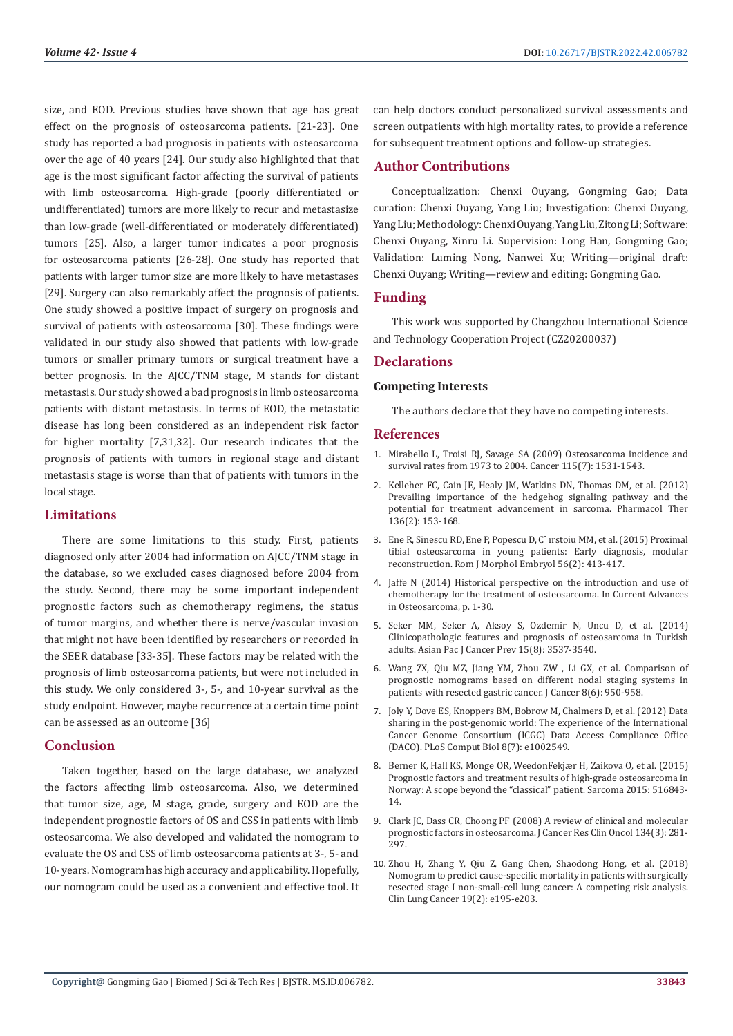size, and EOD. Previous studies have shown that age has great effect on the prognosis of osteosarcoma patients. [21-23]. One study has reported a bad prognosis in patients with osteosarcoma over the age of 40 years [24]. Our study also highlighted that that age is the most significant factor affecting the survival of patients with limb osteosarcoma. High-grade (poorly differentiated or undifferentiated) tumors are more likely to recur and metastasize than low-grade (well-differentiated or moderately differentiated) tumors [25]. Also, a larger tumor indicates a poor prognosis for osteosarcoma patients [26-28]. One study has reported that patients with larger tumor size are more likely to have metastases [29]. Surgery can also remarkably affect the prognosis of patients. One study showed a positive impact of surgery on prognosis and survival of patients with osteosarcoma [30]. These findings were validated in our study also showed that patients with low-grade tumors or smaller primary tumors or surgical treatment have a better prognosis. In the AJCC/TNM stage, M stands for distant metastasis. Our study showed a bad prognosis in limb osteosarcoma patients with distant metastasis. In terms of EOD, the metastatic disease has long been considered as an independent risk factor for higher mortality [7,31,32]. Our research indicates that the prognosis of patients with tumors in regional stage and distant metastasis stage is worse than that of patients with tumors in the local stage.

## Limitations

There are some limitations to this study. First, patients diagnosed only after 2004 had information on AJCC/TNM stage in the database, so we excluded cases diagnosed before 2004 from the study. Second, there may be some important independent prognostic factors such as chemotherapy regimens, the status of tumor margins, and whether there is nerve/vascular invasion that might not have been identified by researchers or recorded in the SEER database [33-35]. These factors may be related with the prognosis of limb osteosarcoma patients, but were not included in this study. We only considered 3-, 5-, and 10-year survival as the study endpoint. However, maybe recurrence at a certain time point can be assessed as an outcome [36]

## Conclusion

Taken together, based on the large database, we analyzed the factors affecting limb osteosarcoma. Also, we determined that tumor size, age, M stage, grade, surgery and EOD are the independent prognostic factors of OS and CSS in patients with limb osteosarcoma. We also developed and validated the nomogram to evaluate the OS and CSS of limb osteosarcoma patients at 3-, 5- and 10- years. Nomogram has high accuracy and applicability. Hopefully, our nomogram could be used as a convenient and effective tool. It can help doctors conduct personalized survival assessments and screen outpatients with high mortality rates, to provide a reference for subsequent treatment options and follow-up strategies.

## Author Contributions

Conceptualization: Chenxi Ouyang, Gongming Gao; Data curation: Chenxi Ouyang, Yang Liu; Investigation: Chenxi Ouyang, Yang Liu; Methodology: Chenxi Ouyang, Yang Liu, Zitong Li; Software: Chenxi Ouyang, Xinru Li. Supervision: Long Han, Gongming Gao; Validation: Luming Nong, Nanwei Xu; Writing—original draft: Chenxi Ouyang; Writing—review and editing: Gongming Gao.

## Funding

This work was supported by Changzhou International Science and Technology Cooperation Project (CZ20200037)

## Declarations

### Competing Interests

The authors declare that they have no competing interests.

## References

1. Mirabello L, Troisi RJ, Savage SA (2009) Osteosarcoma incidence and survival rates from 1973 to 2004. Cancer 115(7): 1531-1543.
2. Kelleher FC, Cain JE, Healy JM, Watkins DN, Thomas DM, et al. (2012) Prevailing importance of the hedgehog signaling pathway and the potential for treatment advancement in sarcoma. Pharmacol Ther 136(2): 153-168.
3. Ene R, Sinescu RD, Ene P, Popescu D, Cˆırstoiu MM, et al. (2015) Proximal tibial osteosarcoma in young patients: Early diagnosis, modular reconstruction. Rom J Morphol Embryol 56(2): 413-417.
4. Jaffe N (2014) Historical perspective on the introduction and use of chemotherapy for the treatment of osteosarcoma. In Current Advances in Osteosarcoma, p. 1-30.
5. Seker MM, Seker A, Aksoy S, Ozdemir N, Uncu D, et al. (2014) Clinicopathologic features and prognosis of osteosarcoma in Turkish adults. Asian Pac J Cancer Prev 15(8): 3537-3540.
6. Wang ZX, Qiu MZ, Jiang YM, Zhou ZW , Li GX, et al. Comparison of prognostic nomograms based on different nodal staging systems in patients with resected gastric cancer. J Cancer 8(6): 950-958.
7. Joly Y, Dove ES, Knoppers BM, Bobrow M, Chalmers D, et al. (2012) Data sharing in the post-genomic world: The experience of the International Cancer Genome Consortium (ICGC) Data Access Compliance Office (DACO). PLoS Comput Biol 8(7): e1002549.
8. Berner K, Hall KS, Monge OR, WeedonFekjær H, Zaikova O, et al. (2015) Prognostic factors and treatment results of high-grade osteosarcoma in Norway: A scope beyond the "classical" patient. Sarcoma 2015: 516843-14.
9. Clark JC, Dass CR, Choong PF (2008) A review of clinical and molecular prognostic factors in osteosarcoma. J Cancer Res Clin Oncol 134(3): 281-297.
10. Zhou H, Zhang Y, Qiu Z, Gang Chen, Shaodong Hong, et al. (2018) Nomogram to predict cause-specific mortality in patients with surgically resected stage I non-small-cell lung cancer: A competing risk analysis. Clin Lung Cancer 19(2): e195-e203.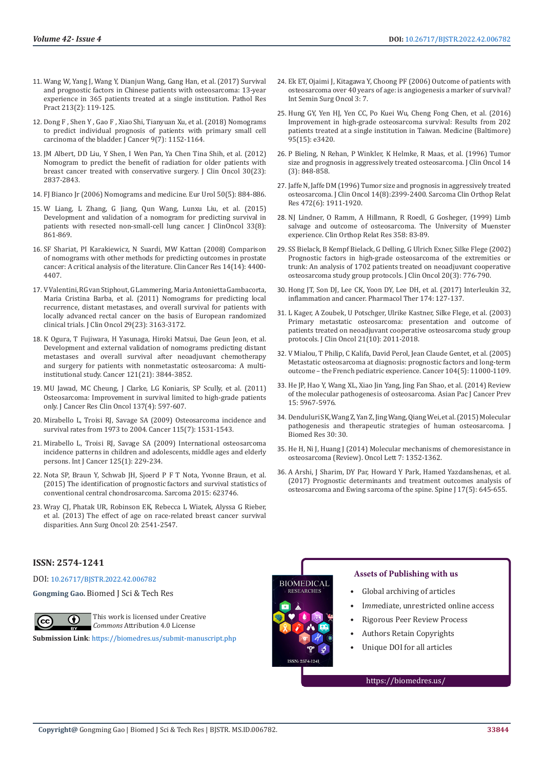11. Wang W, Yang J, Wang Y, Dianjun Wang, Gang Han, et al. (2017) Survival and prognostic factors in Chinese patients with osteosarcoma: 13-year experience in 365 patients treated at a single institution. Pathol Res Pract 213(2): 119-125.
12. Dong F , Shen Y , Gao F , Xiao Shi, Tianyuan Xu, et al. (2018) Nomograms to predict individual prognosis of patients with primary small cell carcinoma of the bladder. J Cancer 9(7): 1152-1164.
13. JM Albert, DD Liu, Y Shen, I Wen Pan, Ya Chen Tina Shih, et al. (2012) Nomogram to predict the benefit of radiation for older patients with breast cancer treated with conservative surgery. J Clin Oncol 30(23): 2837-2843.
14. FJ Bianco Jr (2006) Nomograms and medicine. Eur Urol 50(5): 884-886.
15. W Liang, L Zhang, G Jiang, Qun Wang, Lunxu Liu, et al. (2015) Development and validation of a nomogram for predicting survival in patients with resected non-small-cell lung cancer. J ClinOncol 33(8): 861-869.
16. SF Shariat, PI Karakiewicz, N Suardi, MW Kattan (2008) Comparison of nomograms with other methods for predicting outcomes in prostate cancer: A critical analysis of the literature. Clin Cancer Res 14(14): 4400-4407.
17. V Valentini, RG van Stiphout, G Lammering, Maria Antonietta Gambacorta, Maria Cristina Barba, et al. (2011) Nomograms for predicting local recurrence, distant metastases, and overall survival for patients with locally advanced rectal cancer on the basis of European randomized clinical trials. J Clin Oncol 29(23): 3163-3172.
18. K Ogura, T Fujiwara, H Yasunaga, Hiroki Matsui, Dae Geun Jeon, et al. Development and external validation of nomograms predicting distant metastases and overall survival after neoadjuvant chemotherapy and surgery for patients with nonmetastatic osteosarcoma: A multi-institutional study. Cancer 121(21): 3844-3852.
19. MU Jawad, MC Cheung, J Clarke, LG Koniaris, SP Scully, et al. (2011) Osteosarcoma: Improvement in survival limited to high-grade patients only. J Cancer Res Clin Oncol 137(4): 597-607.
20. Mirabello L, Troisi RJ, Savage SA (2009) Osteosarcoma incidence and survival rates from 1973 to 2004. Cancer 115(7): 1531-1543.
21. Mirabello L, Troisi RJ, Savage SA (2009) International osteosarcoma incidence patterns in children and adolescents, middle ages and elderly persons. Int J Cancer 125(1): 229-234.
22. Nota SP, Braun Y, Schwab JH, Sjoerd P F T Nota, Yvonne Braun, et al. (2015) The identification of prognostic factors and survival statistics of conventional central chondrosarcoma. Sarcoma 2015: 623746.
23. Wray CJ, Phatak UR, Robinson EK, Rebecca L Wiatek, Alyssa G Rieber, et al. (2013) The effect of age on race-related breast cancer survival disparities. Ann Surg Oncol 20: 2541-2547.
24. Ek ET, Ojaimi J, Kitagawa Y, Choong PF (2006) Outcome of patients with osteosarcoma over 40 years of age: is angiogenesis a marker of survival? Int Semin Surg Oncol 3: 7.
25. Hung GY, Yen HJ, Yen CC, Po Kuei Wu, Cheng Fong Chen, et al. (2016) Improvement in high-grade osteosarcoma survival: Results from 202 patients treated at a single institution in Taiwan. Medicine (Baltimore) 95(15): e3420.
26. P Bieling, N Rehan, P Winkler, K Helmke, R Maas, et al. (1996) Tumor size and prognosis in aggressively treated osteosarcoma. J Clin Oncol 14 (3): 848-858.
27. Jaffe N, Jaffe DM (1996) Tumor size and prognosis in aggressively treated osteosarcoma. J Clin Oncol 14(8):2399-2400. Sarcoma Clin Orthop Relat Res 472(6): 1911-1920.
28. NJ Lindner, O Ramm, A Hillmann, R Roedl, G Gosheger, (1999) Limb salvage and outcome of osteosarcoma. The University of Muenster experience. Clin Orthop Relat Res 358: 83-89.
29. SS Bielack, B Kempf Bielack, G Delling, G Ulrich Exner, Silke Flege (2002) Prognostic factors in high-grade osteosarcoma of the extremities or trunk: An analysis of 1702 patients treated on neoadjuvant cooperative osteosarcoma study group protocols. J Clin Oncol 20(3): 776-790.
30. Hong JT, Son DJ, Lee CK, Yoon DY, Lee DH, et al. (2017) Interleukin 32, inflammation and cancer. Pharmacol Ther 174: 127-137.
31. L Kager, A Zoubek, U Potschger, Ulrike Kastner, Silke Flege, et al. (2003) Primary metastatic osteosarcoma: presentation and outcome of patients treated on neoadjuvant cooperative osteosarcoma study group protocols. J Clin Oncol 21(10): 2011-2018.
32. V Mialou, T Philip, C Kalifa, David Perol, Jean Claude Gentet, et al. (2005) Metastatic osteosarcoma at diagnosis: prognostic factors and long-term outcome – the French pediatric experience. Cancer 104(5): 11000-1109.
33. He JP, Hao Y, Wang XL, Xiao Jin Yang, Jing Fan Shao, et al. (2014) Review of the molecular pathogenesis of osteosarcoma. Asian Pac J Cancer Prev 15: 5967-5976.
34. Denduluri SK, Wang Z, Yan Z, Jing Wang, Qiang Wei, et al. (2015) Molecular pathogenesis and therapeutic strategies of human osteosarcoma. J Biomed Res 30: 30.
35. He H, Ni J, Huang J (2014) Molecular mechanisms of chemoresistance in osteosarcoma (Review). Oncol Lett 7: 1352-1362.
36. A Arshi, J Sharim, DY Par, Howard Y Park, Hamed Yazdanshenas, et al. (2017) Prognostic determinants and treatment outcomes analysis of osteosarcoma and Ewing sarcoma of the spine. Spine J 17(5): 645-655.

**ISSN: 2574-1241**

DOI: 10.26717/BJSTR.2022.42.006782

**Gongming Gao.** Biomed J Sci & Tech Res

This work is licensed under Creative *Commons* Attribution 4.0 License

**Submission Link**: https://biomedres.us/submit-manuscript.php

**Assets of Publishing with us**

- Global archiving of articles
- Immediate, unrestricted online access
- Rigorous Peer Review Process
- Authors Retain Copyrights
- Unique DOI for all articles

https://biomedres.us/